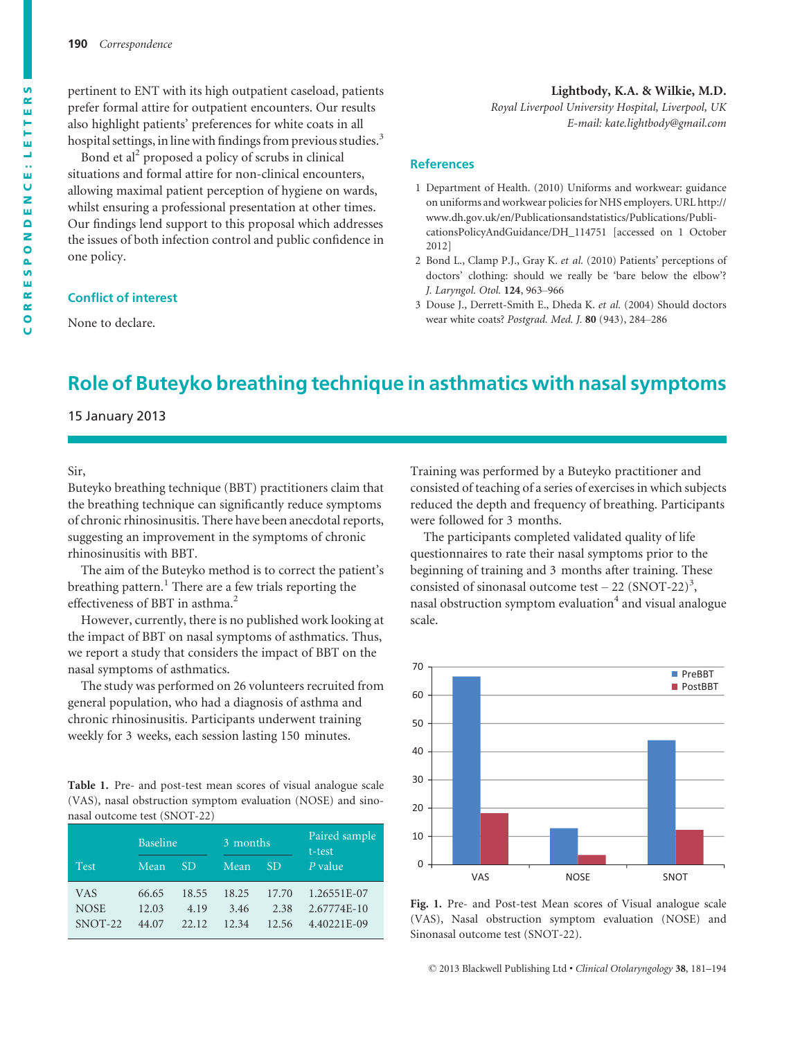pertinent to ENT with its high outpatient caseload, patients prefer formal attire for outpatient encounters. Our results also highlight patients' preferences for white coats in all hospital settings, in line with findings from previous studies.[3]

Bond et al[2] proposed a policy of scrubs in clinical situations and formal attire for non-clinical encounters, allowing maximal patient perception of hygiene on wards, whilst ensuring a professional presentation at other times. Our findings lend support to this proposal which addresses the issues of both infection control and public confidence in one policy.

## Conflict of interest

None to declare.

**Lightbody, K.A. & Wilkie, M.D.**
*Royal Liverpool University Hospital, Liverpool, UK*
*E-mail: kate.lightbody@gmail.com*

## References

1 Department of Health. (2010) Uniforms and workwear: guidance on uniforms and workwear policies for NHS employers. URL http://www.dh.gov.uk/en/Publicationsandstatistics/Publications/PublicationsPolicyAndGuidance/DH_114751 [accessed on 1 October 2012]

2 Bond L., Clamp P.J., Gray K. *et al.* (2010) Patients' perceptions of doctors' clothing: should we really be 'bare below the elbow'? *J. Laryngol. Otol.* **124**, 963–966

3 Douse J., Derrett-Smith E., Dheda K. *et al.* (2004) Should doctors wear white coats? *Postgrad. Med. J.* **80** (943), 284–286

# Role of Buteyko breathing technique in asthmatics with nasal symptoms

15 January 2013

Sir,

Buteyko breathing technique (BBT) practitioners claim that the breathing technique can significantly reduce symptoms of chronic rhinosinusitis. There have been anecdotal reports, suggesting an improvement in the symptoms of chronic rhinosinusitis with BBT.

The aim of the Buteyko method is to correct the patient's breathing pattern.[1] There are a few trials reporting the effectiveness of BBT in asthma.[2]

However, currently, there is no published work looking at the impact of BBT on nasal symptoms of asthmatics. Thus, we report a study that considers the impact of BBT on the nasal symptoms of asthmatics.

The study was performed on 26 volunteers recruited from general population, who had a diagnosis of asthma and chronic rhinosinusitis. Participants underwent training weekly for 3 weeks, each session lasting 150 minutes.

**Table 1.** Pre- and post-test mean scores of visual analogue scale (VAS), nasal obstruction symptom evaluation (NOSE) and sino-nasal outcome test (SNOT-22)

| Test | Baseline | | 3 months | | Paired sample t-test |
|---|---|---|---|---|---|
| | Mean | SD | Mean | SD | *P* value |
| VAS | 66.65 | 18.55 | 18.25 | 17.70 | 1.26551E-07 |
| NOSE | 12.03 | 4.19 | 3.46 | 2.38 | 2.67774E-10 |
| SNOT-22 | 44.07 | 22.12 | 12.34 | 12.56 | 4.40221E-09 |

Training was performed by a Buteyko practitioner and consisted of teaching of a series of exercises in which subjects reduced the depth and frequency of breathing. Participants were followed for 3 months.

The participants completed validated quality of life questionnaires to rate their nasal symptoms prior to the beginning of training and 3 months after training. These consisted of sinonasal outcome test – 22 (SNOT-22)[3], nasal obstruction symptom evaluation[4] and visual analogue scale.

**Fig. 1.** Pre- and Post-test Mean scores of Visual analogue scale (VAS), Nasal obstruction symptom evaluation (NOSE) and Sinonasal outcome test (SNOT-22).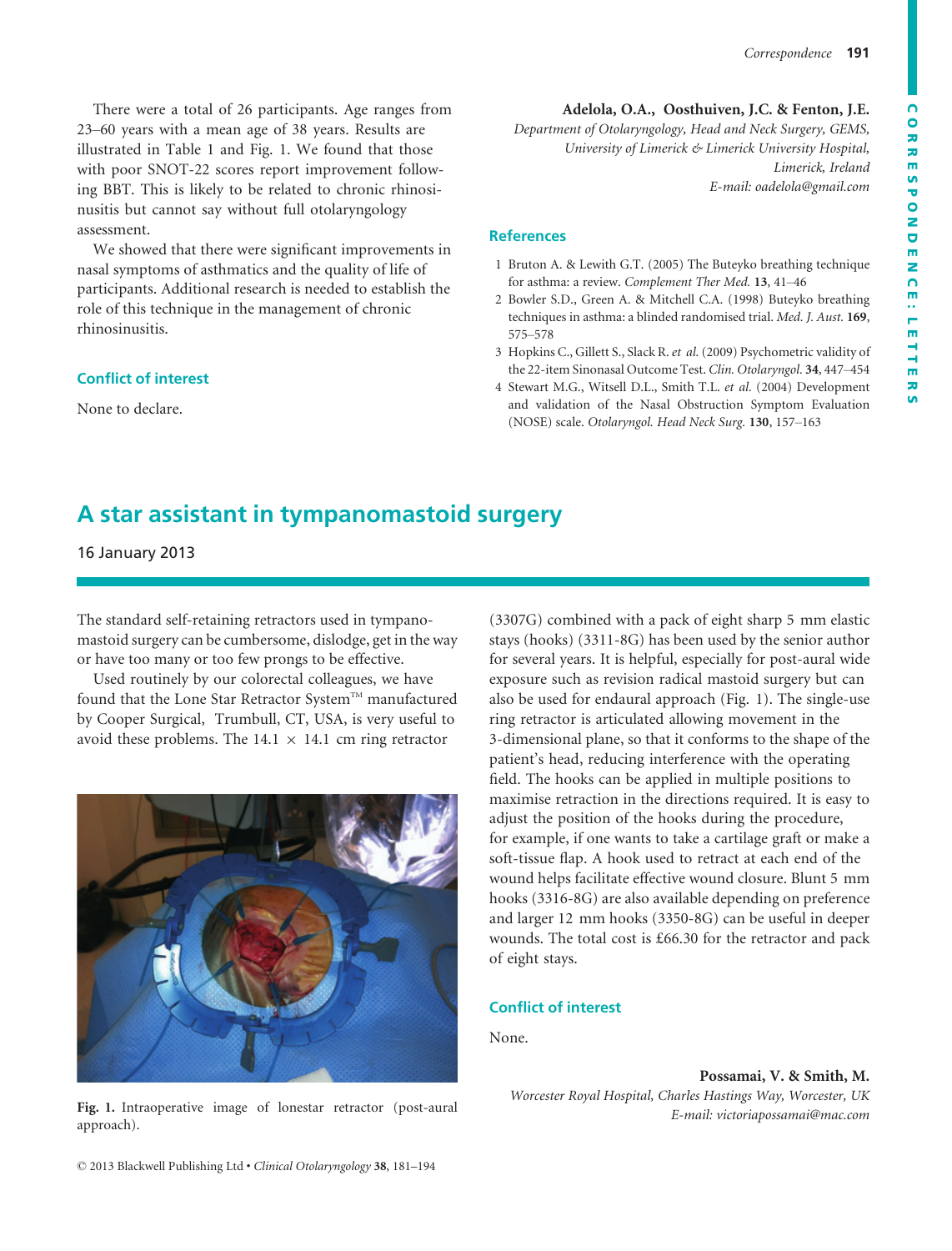There were a total of 26 participants. Age ranges from 23–60 years with a mean age of 38 years. Results are illustrated in Table 1 and Fig. 1. We found that those with poor SNOT-22 scores report improvement following BBT. This is likely to be related to chronic rhinosinusitis but cannot say without full otolaryngology assessment.

We showed that there were significant improvements in nasal symptoms of asthmatics and the quality of life of participants. Additional research is needed to establish the role of this technique in the management of chronic rhinosinusitis.

## Conflict of interest

None to declare.

**Adelola, O.A., Oosthuiven, J.C. & Fenton, J.E.**
*Department of Otolaryngology, Head and Neck Surgery, GEMS, University of Limerick & Limerick University Hospital, Limerick, Ireland*
*E-mail: oadelola@gmail.com*

## References

1. Bruton A. & Lewith G.T. (2005) The Buteyko breathing technique for asthma: a review. *Complement Ther Med.* **13**, 41–46
2. Bowler S.D., Green A. & Mitchell C.A. (1998) Buteyko breathing techniques in asthma: a blinded randomised trial. *Med. J. Aust.* **169**, 575–578
3. Hopkins C., Gillett S., Slack R. *et al.* (2009) Psychometric validity of the 22-item Sinonasal Outcome Test. *Clin. Otolaryngol.* **34**, 447–454
4. Stewart M.G., Witsell D.L., Smith T.L. *et al.* (2004) Development and validation of the Nasal Obstruction Symptom Evaluation (NOSE) scale. *Otolaryngol. Head Neck Surg.* **130**, 157–163

# A star assistant in tympanomastoid surgery

16 January 2013

The standard self-retaining retractors used in tympanomastoid surgery can be cumbersome, dislodge, get in the way or have too many or too few prongs to be effective.

Used routinely by our colorectal colleagues, we have found that the Lone Star Retractor System™ manufactured by Cooper Surgical, Trumbull, CT, USA, is very useful to avoid these problems. The 14.1 × 14.1 cm ring retractor (3307G) combined with a pack of eight sharp 5 mm elastic stays (hooks) (3311-8G) has been used by the senior author for several years. It is helpful, especially for post-aural wide exposure such as revision radical mastoid surgery but can also be used for endaural approach (Fig. 1). The single-use ring retractor is articulated allowing movement in the 3-dimensional plane, so that it conforms to the shape of the patient's head, reducing interference with the operating field. The hooks can be applied in multiple positions to maximise retraction in the directions required. It is easy to adjust the position of the hooks during the procedure, for example, if one wants to take a cartilage graft or make a soft-tissue flap. A hook used to retract at each end of the wound helps facilitate effective wound closure. Blunt 5 mm hooks (3316-8G) are also available depending on preference and larger 12 mm hooks (3350-8G) can be useful in deeper wounds. The total cost is £66.30 for the retractor and pack of eight stays.

**Fig. 1.** Intraoperative image of lonestar retractor (post-aural approach).

## Conflict of interest

None.

**Possamai, V. & Smith, M.**
*Worcester Royal Hospital, Charles Hastings Way, Worcester, UK*
*E-mail: victoriapossamai@mac.com*